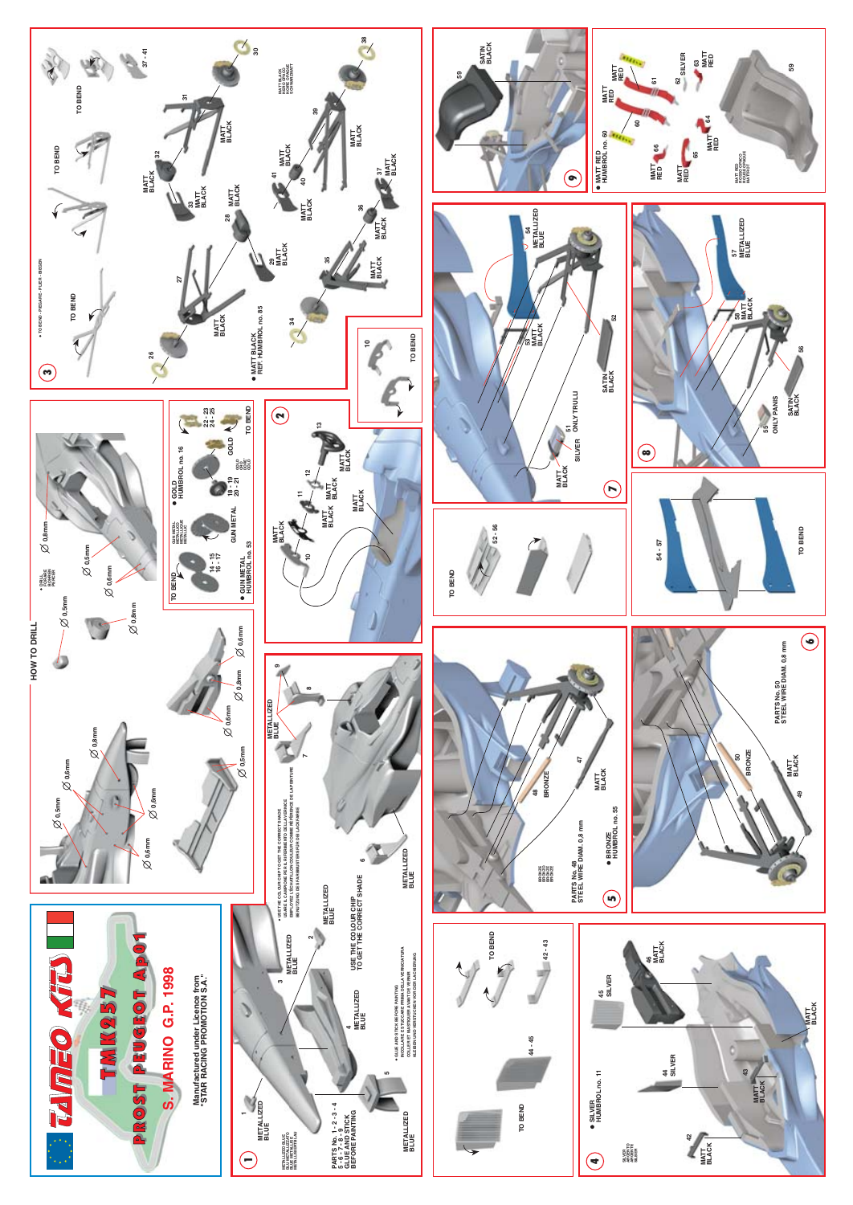# TAMEO KITS

## TMK257 PROST PEUGEOT Ap01

## S. MARINO G.P. 1998

Manufactured under Licence from "STAR RACING PROMOTION S.A."

## HOW TO DRILL

• DRILL / FORARE / BOHREN / PERCER

Ø 0,5mm — Ø 0,6mm — Ø 0,8mm

## 1

PARTS No. 1 - 2 - 3 - 4 - 5 - 6 - 7 - 8 - 9 GLUE AND STICK BEFORE PAINTING

• GLUE AND STICK BEFORE PAINTING / INCOLLARE E STUCCARE PRIMA DELLA VERNICIATURA / COLLER ET MASTIQUER AVANT DE PEINDRE / KLEBEN UND SPACHTELN VOR DER LACKIERUNG

• USE THE COLOUR CHIP TO GET THE CORRECT SHADE / USARE IL CAMPIONE PER IL RIFERIMENTO DELLA VERNICE / EMPLOYEZ L'ÉCHANTILLON COMME RÉFÉRENCE DE LA PEINTURE / BENUTZEN SIE DIE FARBMUSTERS FÜR DIE LACKFARBE

USE THE COLOUR CHIP TO GET THE CORRECT SHADE

METALLIZED BLUE (1, 2, 3, 4, 5, 6, 7, 8, 9)

METALLIZED BLUE / BLU METALLIZZATO / BLEU METALLISÉ / METALLBLAU

## 2

10 MATT BLACK — 11 MATT BLACK — 12 MATT BLACK — 13 MATT BLACK

TO BEND (10)

• GUN METAL HUMBROL no. 53 — 14 - 15, 16 - 17 GUN METAL

GUN METAL / METALLO SCURO / METAL ACIER / METALLIC

• GOLD HUMBROL no. 16 — 18 - 19, 20 - 21 GOLD

GOLD / ORO / OR / GOLD

22 - 23, 24 - 25 TO BEND

## 3

• TO BEND - PIEGARE - PLIER - BIEGEN

TO BEND — 37 - 41

• MATT BLACK REF. HUMBROL no. 85

MATT BLACK / NERO OPACO / NOIR MAT / SCHWARZMATT

26 — 27 MATT BLACK — 28 MATT BLACK — 29 MATT BLACK — 30 — 31 MATT BLACK — 32 MATT BLACK — 33 MATT BLACK — 34 — 35 MATT BLACK — 36 MATT BLACK — 37 MATT BLACK — 38 — 39 MATT BLACK — 40 MATT BLACK — 41 MATT BLACK

## 4

• SILVER HUMBROL no. 11

SILVER / ARGENTO / ARGENT / SILBER

42 MATT BLACK — 43 MATT BLACK — 44 SILVER — 45 SILVER — 46 MATT BLACK — MATT BLACK

TO BEND 44 - 45 — TO BEND 42 - 43

## 5

• BRONZE HUMBROL no. 55

BRONZE / BRONZO / BRONZE / BRONZE

PARTS No. 48 STEEL WIRE DIAM. 0,8 mm

47 MATT BLACK — 48 BRONZE

TO BEND 52 - 56

## 6

PARTS No. 50 STEEL WIRE DIAM. 0,8 mm

49 MATT BLACK — 50 BRONZE

54 - 57 TO BEND

## 7

51 SILVER ONLY TRULLI — MATT BLACK — 52 SATIN BLACK — 53 MATT BLACK — 54 METALLIZED BLUE

## 8

55 ONLY PANIS — 56 SATIN BLACK — 57 METALLIZED BLUE — 58 MATT BLACK

## 9

59 SATIN BLACK

• MATT RED HUMBROL no. 60

MATT RED / ROSSO OPACO / ROUGE OPAQUE / ROT MATT

60 MATT RED — 61 MATT RED — 62 SILVER — 63 MATT RED — 64 MATT RED — 65 MATT RED — 66 MATT RED — 59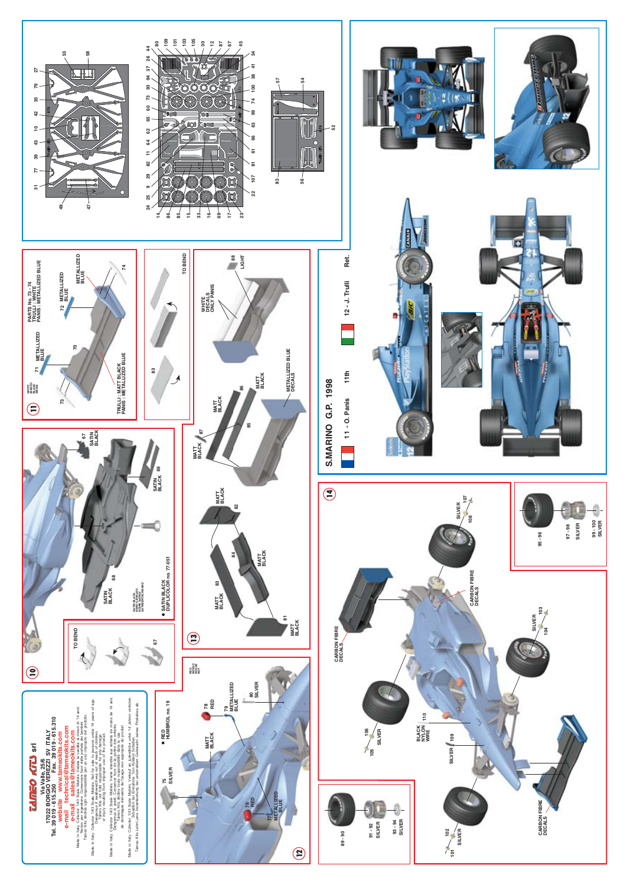## Tameo Kits srl

Via Valle, 25/6
17022 BORGIO VEREZZI SV ITALY
Tel. 39 019 - 615.250 Fax. 39 019 - 615.310
website www.tameokits.com
e-mail technical@tameokits.com
e-mail sales@tameokits.com

Made in Italy. Collector 1/43 Scale Models. Vietata la vendita ai minori di 14 anni. Non per bambini. Conservare fuori della portata dei bambini. Tameo Kits declina ogni responsabilità per un uso improprio del prodotto.

Made in Italy. Collector 1/43 Scale Models. Not for sale to persons under 14 years of age. Dangerous if swallowed. Keep away from children. Tameo Kits assume no responsibility for any damage or injury resulting from improper use of the product.

Made in Italy. Collector 1/43 Scale Models. Vente interdite aux enfants de moins de 14 ans. Dangereux en cas d'ingestion. Conserver hors de la portée des enfants. Tameo Kits décline toute responsabilité dans le cas de dommages dérivant d'un emploi impropre du produit.

Made in Italy. Collector 1/43 Scale Models. Verkauf an Jugendliche unter 14 Jahren verboten. Schädlich bei Verschlucken. Tameo Kits Lehnt jede Verantwortung bei unsachgemässem Gebrauch seines Produktes ab.

## S.MARINO G.P. 1998

11 - O. Panis — 11th
12 - J. Trulli — Ret.

## 10

TO BEND — 67

67 SATIN BLACK
68 SATIN BLACK
69 SATIN BLACK

● SATIN BLACK DUPLICOLOR no. 77-051

## 11

PARTS No. 73 - 74
TRULLI : WHITE
PANIS : METALLIZED BLUE

71 METALLIZED BLUE
72 METALLIZED BLUE
74 METALLIZED BLUE
73 WHITE
70 TRULLI : MATT BLACK, PANIS : METALLIZED BLUE

83 — TO BEND

## 12

75 SILVER
76 RED
77 METALLIZED BLUE
78 RED
79 METALLIZED BLUE
80 SILVER
MATT BLACK

● RED HUMBROL no. 19

## 13

81 MATT BLACK
82 MATT BLACK
83 MATT BLACK
84 MATT BLACK
85 MATT BLACK
86 MATT BLACK
87 MATT BLACK
88 LIGHT

WHITE DECALS ONLY PANIS
METALLIZED BLUE DECALS

## 14

CARBON FIBRE DECALS
101 - 102 SILVER
103 - 104 SILVER
105 - 106 SILVER
107 - 108 SILVER
109 SILVER
110 BLACK NYLON WIRE

89 - 90
91 - 92 SILVER
93 - 94 SILVER

95 - 96
97 - 98 SILVER
99 - 100 SILVER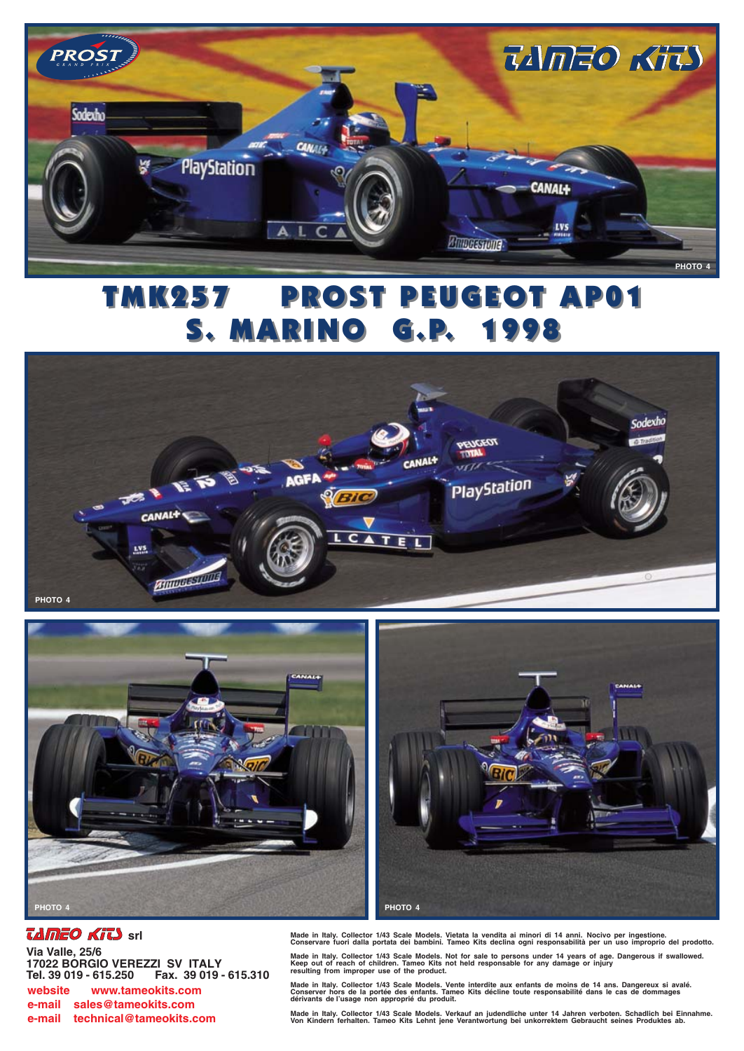# TMK257 PROST PEUGEOT AP01
# S. MARINO G.P. 1998

PHOTO 4

PHOTO 4

PHOTO 4

PHOTO 4

**TAMEO KITS srl**

**Via Valle, 25/6**
**17022 BORGIO VEREZZI SV ITALY**
**Tel. 39 019 - 615.250 Fax. 39 019 - 615.310**

**website www.tameokits.com**
**e-mail sales@tameokits.com**
**e-mail technical@tameokits.com**

**Made in Italy. Collector 1/43 Scale Models. Vietata la vendita ai minori di 14 anni. Nocivo per ingestione. Conservare fuori dalla portata dei bambini. Tameo Kits declina ogni responsabilità per un uso improprio del prodotto.**

**Made in Italy. Collector 1/43 Scale Models. Not for sale to persons under 14 years of age. Dangerous if swallowed. Keep out of reach of children. Tameo Kits not held responsable for any damage or injury resulting from improper use of the product.**

**Made in Italy. Collector 1/43 Scale Models. Vente interdite aux enfants de moins de 14 ans. Dangereux si avalé. Conserver hors de la portée des enfants. Tameo Kits décline toute responsabilité dans le cas de dommages dérivants de l'usage non approprié du produit.**

**Made in Italy. Collector 1/43 Scale Models. Verkauf an judendliche unter 14 Jahren verboten. Schadlich bei Einnahme. Von Kindern ferhalten. Tameo Kits Lehnt jene Verantwortung bei unkorrektem Gebraucht seines Produktes ab.**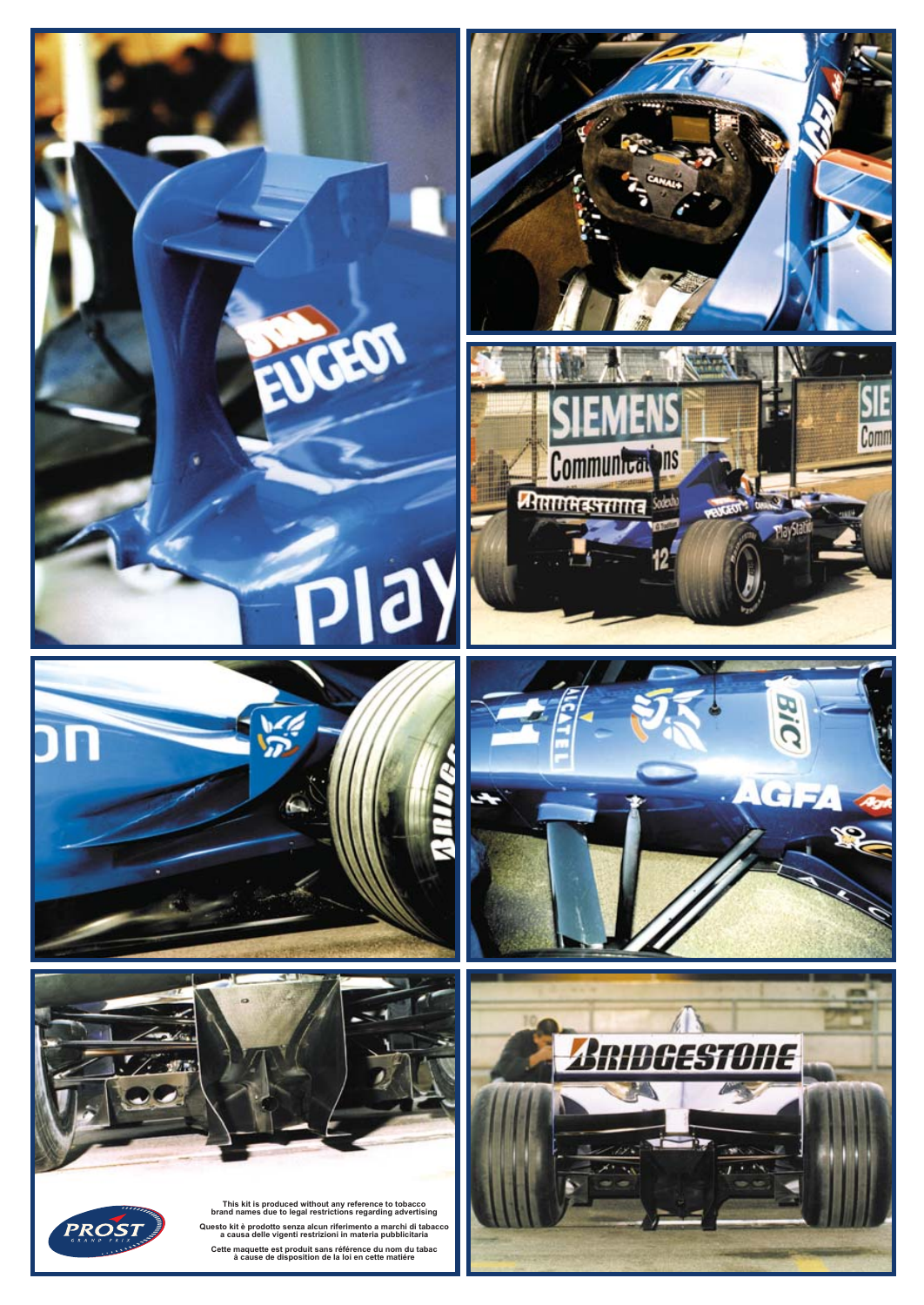This kit is produced without any reference to tobacco brand names due to legal restrictions regarding advertising

Questo kit è prodotto senza alcun riferimento a marchi di tabacco a causa delle vigenti restrizioni in materia pubblicitaria

Cette maquette est produit sans référence du nom du tabac à cause de disposition de la loi en cette matière